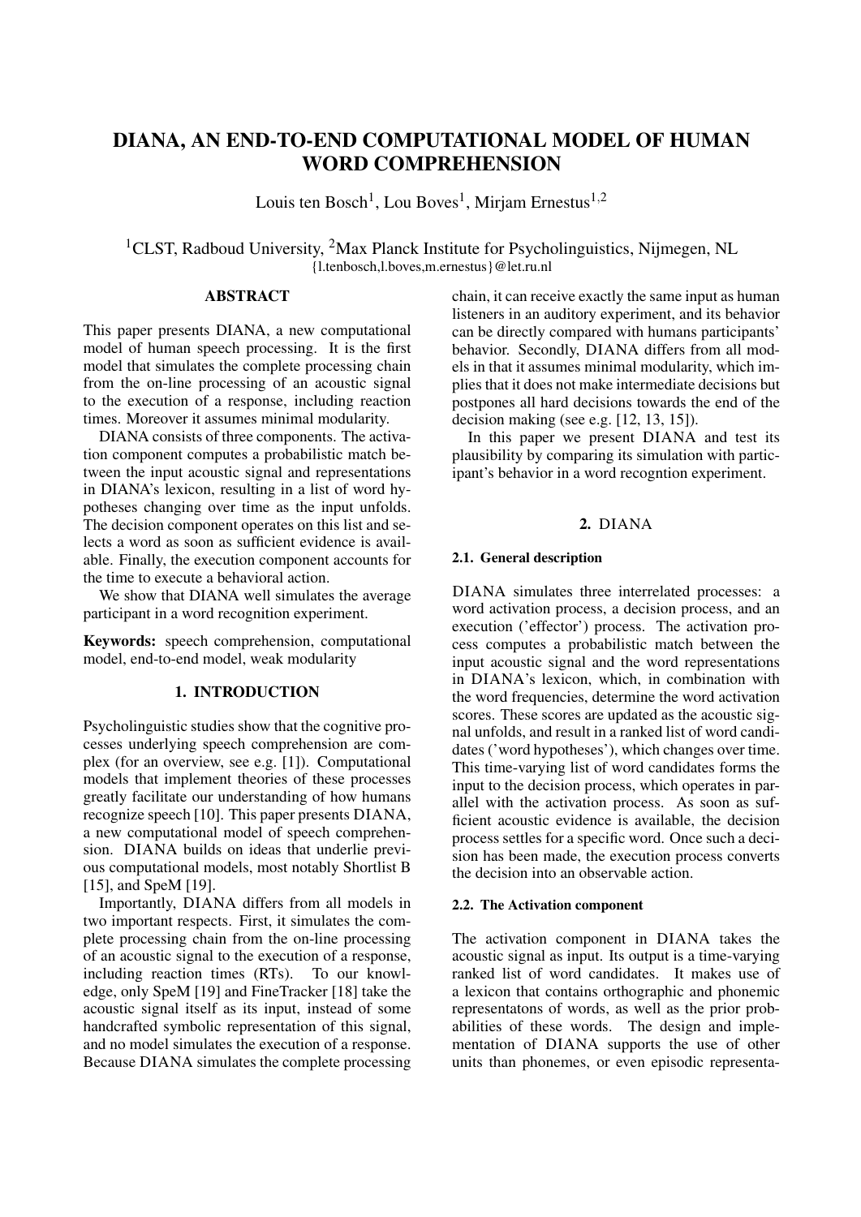# DIANA, AN END-TO-END COMPUTATIONAL MODEL OF HUMAN WORD COMPREHENSION

Louis ten Bosch[1], Lou Boves[1], Mirjam Ernestus[1,2]

[1]CLST, Radboud University, [2]Max Planck Institute for Psycholinguistics, Nijmegen, NL
{l.tenbosch,l.boves,m.ernestus}@let.ru.nl

## ABSTRACT

This paper presents DIANA, a new computational model of human speech processing. It is the first model that simulates the complete processing chain from the on-line processing of an acoustic signal to the execution of a response, including reaction times. Moreover it assumes minimal modularity.

DIANA consists of three components. The activation component computes a probabilistic match between the input acoustic signal and representations in DIANA's lexicon, resulting in a list of word hypotheses changing over time as the input unfolds. The decision component operates on this list and selects a word as soon as sufficient evidence is available. Finally, the execution component accounts for the time to execute a behavioral action.

We show that DIANA well simulates the average participant in a word recognition experiment.

**Keywords:** speech comprehension, computational model, end-to-end model, weak modularity

## 1. INTRODUCTION

Psycholinguistic studies show that the cognitive processes underlying speech comprehension are complex (for an overview, see e.g. [1]). Computational models that implement theories of these processes greatly facilitate our understanding of how humans recognize speech [10]. This paper presents DIANA, a new computational model of speech comprehension. DIANA builds on ideas that underlie previous computational models, most notably Shortlist B [15], and SpeM [19].

Importantly, DIANA differs from all models in two important respects. First, it simulates the complete processing chain from the on-line processing of an acoustic signal to the execution of a response, including reaction times (RTs). To our knowledge, only SpeM [19] and FineTracker [18] take the acoustic signal itself as its input, instead of some handcrafted symbolic representation of this signal, and no model simulates the execution of a response. Because DIANA simulates the complete processing chain, it can receive exactly the same input as human listeners in an auditory experiment, and its behavior can be directly compared with humans participants' behavior. Secondly, DIANA differs from all models in that it assumes minimal modularity, which implies that it does not make intermediate decisions but postpones all hard decisions towards the end of the decision making (see e.g. [12, 13, 15]).

In this paper we present DIANA and test its plausibility by comparing its simulation with participant's behavior in a word recogntion experiment.

## 2. DIANA

### 2.1. General description

DIANA simulates three interrelated processes: a word activation process, a decision process, and an execution ('effector') process. The activation process computes a probabilistic match between the input acoustic signal and the word representations in DIANA's lexicon, which, in combination with the word frequencies, determine the word activation scores. These scores are updated as the acoustic signal unfolds, and result in a ranked list of word candidates ('word hypotheses'), which changes over time. This time-varying list of word candidates forms the input to the decision process, which operates in parallel with the activation process. As soon as sufficient acoustic evidence is available, the decision process settles for a specific word. Once such a decision has been made, the execution process converts the decision into an observable action.

### 2.2. The Activation component

The activation component in DIANA takes the acoustic signal as input. Its output is a time-varying ranked list of word candidates. It makes use of a lexicon that contains orthographic and phonemic representatons of words, as well as the prior probabilities of these words. The design and implementation of DIANA supports the use of other units than phonemes, or even episodic representa-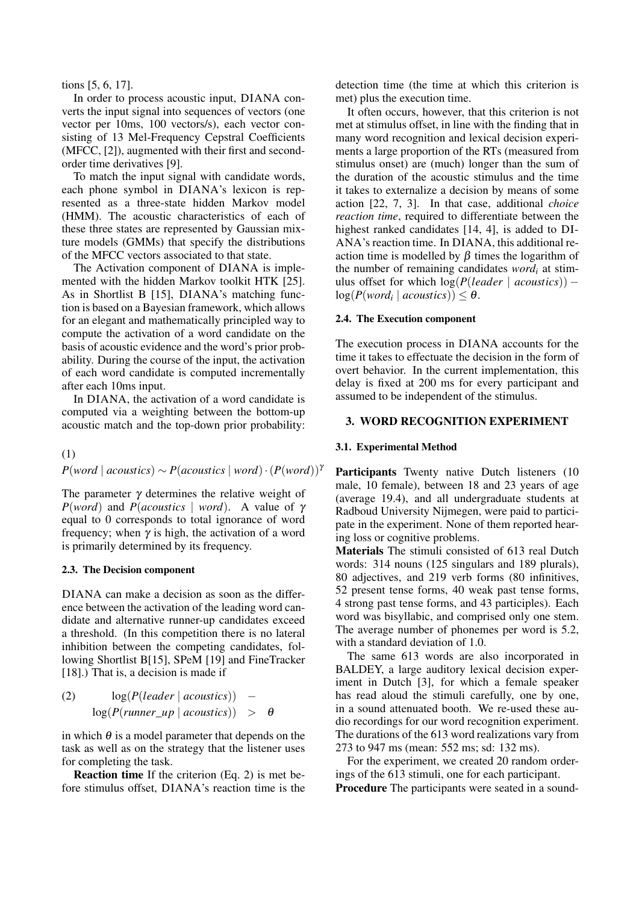tions [5, 6, 17].

In order to process acoustic input, DIANA converts the input signal into sequences of vectors (one vector per 10ms, 100 vectors/s), each vector consisting of 13 Mel-Frequency Cepstral Coefficients (MFCC, [2]), augmented with their first and second-order time derivatives [9].

To match the input signal with candidate words, each phone symbol in DIANA's lexicon is represented as a three-state hidden Markov model (HMM). The acoustic characteristics of each of these three states are represented by Gaussian mixture models (GMMs) that specify the distributions of the MFCC vectors associated to that state.

The Activation component of DIANA is implemented with the hidden Markov toolkit HTK [25]. As in Shortlist B [15], DIANA's matching function is based on a Bayesian framework, which allows for an elegant and mathematically principled way to compute the activation of a word candidate on the basis of acoustic evidence and the word's prior probability. During the course of the input, the activation of each word candidate is computed incrementally after each 10ms input.

In DIANA, the activation of a word candidate is computed via a weighting between the bottom-up acoustic match and the top-down prior probability:

(1)
$$P(word \mid acoustics) \sim P(acoustics \mid word) \cdot (P(word))^{\gamma}$$

The parameter $\gamma$ determines the relative weight of $P(word)$ and $P(acoustics \mid word)$. A value of $\gamma$ equal to 0 corresponds to total ignorance of word frequency; when $\gamma$ is high, the activation of a word is primarily determined by its frequency.

### 2.3. The Decision component

DIANA can make a decision as soon as the difference between the activation of the leading word candidate and alternative runner-up candidates exceed a threshold. (In this competition there is no lateral inhibition between the competing candidates, following Shortlist B[15], SPeM [19] and FineTracker [18].) That is, a decision is made if

(2)
$$\log(P(leader \mid acoustics)) - \log(P(runner\_up \mid acoustics)) > \theta$$

in which $\theta$ is a model parameter that depends on the task as well as on the strategy that the listener uses for completing the task.

**Reaction time** If the criterion (Eq. 2) is met before stimulus offset, DIANA's reaction time is the detection time (the time at which this criterion is met) plus the execution time.

It often occurs, however, that this criterion is not met at stimulus offset, in line with the finding that in many word recognition and lexical decision experiments a large proportion of the RTs (measured from stimulus onset) are (much) longer than the sum of the duration of the acoustic stimulus and the time it takes to externalize a decision by means of some action [22, 7, 3]. In that case, additional *choice reaction time*, required to differentiate between the highest ranked candidates [14, 4], is added to DIANA's reaction time. In DIANA, this additional reaction time is modelled by $\beta$ times the logarithm of the number of remaining candidates $word_i$ at stimulus offset for which $\log(P(leader \mid acoustics)) - \log(P(word_i \mid acoustics)) \leq \theta$.

### 2.4. The Execution component

The execution process in DIANA accounts for the time it takes to effectuate the decision in the form of overt behavior. In the current implementation, this delay is fixed at 200 ms for every participant and assumed to be independent of the stimulus.

## 3. WORD RECOGNITION EXPERIMENT

### 3.1. Experimental Method

**Participants** Twenty native Dutch listeners (10 male, 10 female), between 18 and 23 years of age (average 19.4), and all undergraduate students at Radboud University Nijmegen, were paid to participate in the experiment. None of them reported hearing loss or cognitive problems.

**Materials** The stimuli consisted of 613 real Dutch words: 314 nouns (125 singulars and 189 plurals), 80 adjectives, and 219 verb forms (80 infinitives, 52 present tense forms, 40 weak past tense forms, 4 strong past tense forms, and 43 participles). Each word was bisyllabic, and comprised only one stem. The average number of phonemes per word is 5.2, with a standard deviation of 1.0.

The same 613 words are also incorporated in BALDEY, a large auditory lexical decision experiment in Dutch [3], for which a female speaker has read aloud the stimuli carefully, one by one, in a sound attenuated booth. We re-used these audio recordings for our word recognition experiment. The durations of the 613 word realizations vary from 273 to 947 ms (mean: 552 ms; sd: 132 ms).

For the experiment, we created 20 random orderings of the 613 stimuli, one for each participant.

**Procedure** The participants were seated in a sound-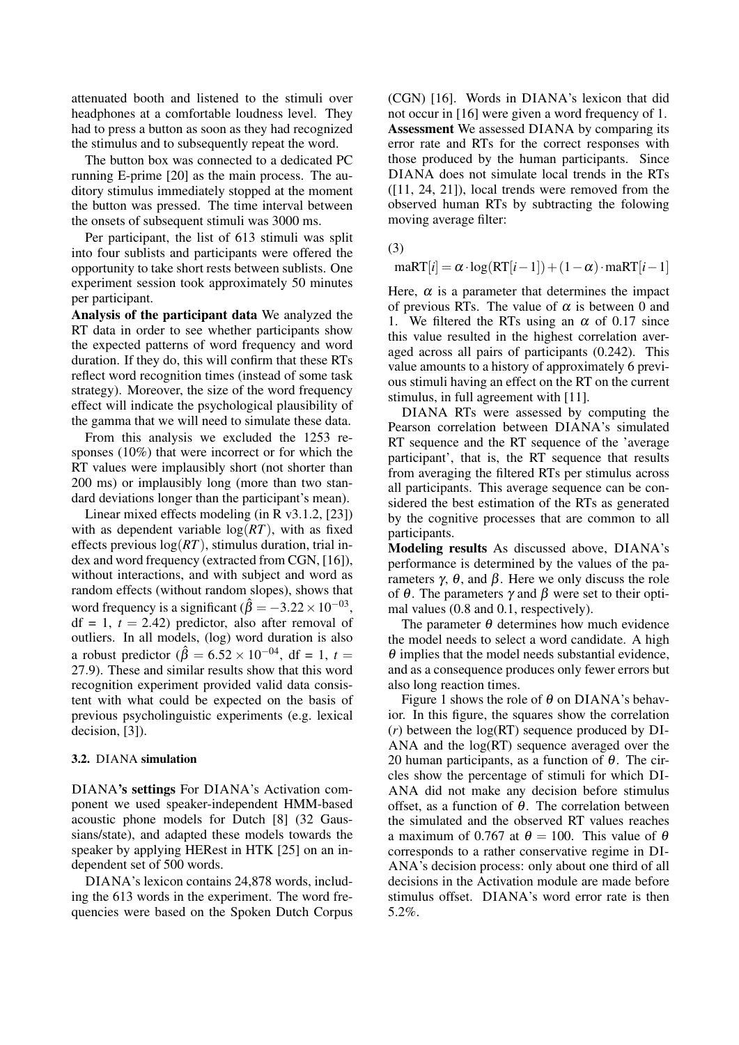attenuated booth and listened to the stimuli over headphones at a comfortable loudness level. They had to press a button as soon as they had recognized the stimulus and to subsequently repeat the word.

The button box was connected to a dedicated PC running E-prime [20] as the main process. The auditory stimulus immediately stopped at the moment the button was pressed. The time interval between the onsets of subsequent stimuli was 3000 ms.

Per participant, the list of 613 stimuli was split into four sublists and participants were offered the opportunity to take short rests between sublists. One experiment session took approximately 50 minutes per participant.

**Analysis of the participant data** We analyzed the RT data in order to see whether participants show the expected patterns of word frequency and word duration. If they do, this will confirm that these RTs reflect word recognition times (instead of some task strategy). Moreover, the size of the word frequency effect will indicate the psychological plausibility of the gamma that we will need to simulate these data.

From this analysis we excluded the 1253 responses (10%) that were incorrect or for which the RT values were implausibly short (not shorter than 200 ms) or implausibly long (more than two standard deviations longer than the participant's mean).

Linear mixed effects modeling (in R v3.1.2, [23]) with as dependent variable $\log(RT)$, with as fixed effects previous $\log(RT)$, stimulus duration, trial index and word frequency (extracted from CGN, [16]), without interactions, and with subject and word as random effects (without random slopes), shows that word frequency is a significant ($\hat{\beta} = -3.22 \times 10^{-03}$, df = 1, $t = 2.42$) predictor, also after removal of outliers. In all models, (log) word duration is also a robust predictor ($\hat{\beta} = 6.52 \times 10^{-04}$, df = 1, $t = 27.9$). These and similar results show that this word recognition experiment provided valid data consistent with what could be expected on the basis of previous psycholinguistic experiments (e.g. lexical decision, [3]).

### 3.2. DIANA simulation

**DIANA's settings** For DIANA's Activation component we used speaker-independent HMM-based acoustic phone models for Dutch [8] (32 Gaussians/state), and adapted these models towards the speaker by applying HERest in HTK [25] on an independent set of 500 words.

DIANA's lexicon contains 24,878 words, including the 613 words in the experiment. The word frequencies were based on the Spoken Dutch Corpus (CGN) [16]. Words in DIANA's lexicon that did not occur in [16] were given a word frequency of 1.

**Assessment** We assessed DIANA by comparing its error rate and RTs for the correct responses with those produced by the human participants. Since DIANA does not simulate local trends in the RTs ([11, 24, 21]), local trends were removed from the observed human RTs by subtracting the folowing moving average filter:

(3)

$$\text{maRT}[i] = \alpha \cdot \log(\text{RT}[i-1]) + (1-\alpha) \cdot \text{maRT}[i-1]$$

Here, $\alpha$ is a parameter that determines the impact of previous RTs. The value of $\alpha$ is between 0 and 1. We filtered the RTs using an $\alpha$ of 0.17 since this value resulted in the highest correlation averaged across all pairs of participants (0.242). This value amounts to a history of approximately 6 previous stimuli having an effect on the RT on the current stimulus, in full agreement with [11].

DIANA RTs were assessed by computing the Pearson correlation between DIANA's simulated RT sequence and the RT sequence of the 'average participant', that is, the RT sequence that results from averaging the filtered RTs per stimulus across all participants. This average sequence can be considered the best estimation of the RTs as generated by the cognitive processes that are common to all participants.

**Modeling results** As discussed above, DIANA's performance is determined by the values of the parameters $\gamma$, $\theta$, and $\beta$. Here we only discuss the role of $\theta$. The parameters $\gamma$ and $\beta$ were set to their optimal values (0.8 and 0.1, respectively).

The parameter $\theta$ determines how much evidence the model needs to select a word candidate. A high $\theta$ implies that the model needs substantial evidence, and as a consequence produces only fewer errors but also long reaction times.

Figure 1 shows the role of $\theta$ on DIANA's behavior. In this figure, the squares show the correlation ($r$) between the log(RT) sequence produced by DIANA and the log(RT) sequence averaged over the 20 human participants, as a function of $\theta$. The circles show the percentage of stimuli for which DIANA did not make any decision before stimulus offset, as a function of $\theta$. The correlation between the simulated and the observed RT values reaches a maximum of 0.767 at $\theta = 100$. This value of $\theta$ corresponds to a rather conservative regime in DIANA's decision process: only about one third of all decisions in the Activation module are made before stimulus offset. DIANA's word error rate is then 5.2%.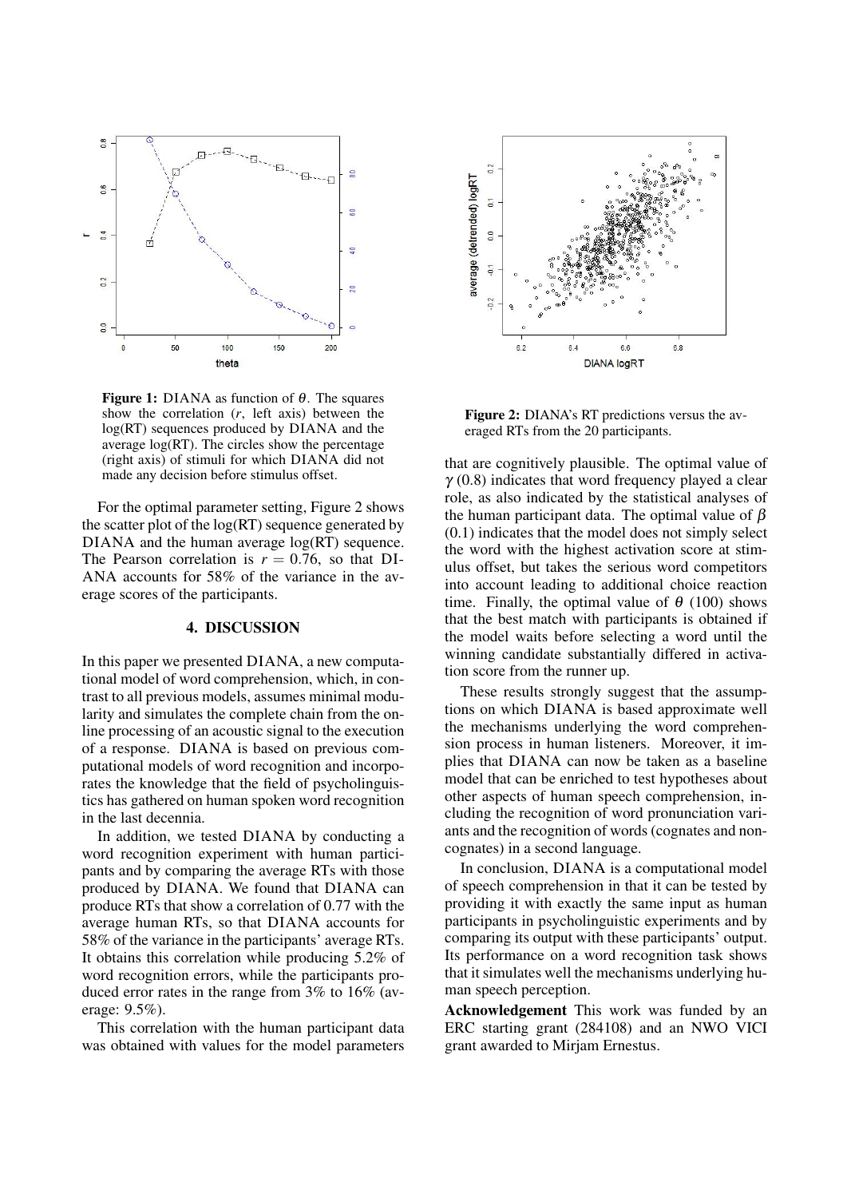**Figure 1:** DIANA as function of $\theta$. The squares show the correlation ($r$, left axis) between the log(RT) sequences produced by DIANA and the average log(RT). The circles show the percentage (right axis) of stimuli for which DIANA did not made any decision before stimulus offset.

For the optimal parameter setting, Figure 2 shows the scatter plot of the log(RT) sequence generated by DIANA and the human average log(RT) sequence. The Pearson correlation is $r = 0.76$, so that DIANA accounts for 58% of the variance in the average scores of the participants.

## 4. DISCUSSION

In this paper we presented DIANA, a new computational model of word comprehension, which, in contrast to all previous models, assumes minimal modularity and simulates the complete chain from the online processing of an acoustic signal to the execution of a response. DIANA is based on previous computational models of word recognition and incorporates the knowledge that the field of psycholinguistics has gathered on human spoken word recognition in the last decennia.

In addition, we tested DIANA by conducting a word recognition experiment with human participants and by comparing the average RTs with those produced by DIANA. We found that DIANA can produce RTs that show a correlation of 0.77 with the average human RTs, so that DIANA accounts for 58% of the variance in the participants' average RTs. It obtains this correlation while producing 5.2% of word recognition errors, while the participants produced error rates in the range from 3% to 16% (average: 9.5%).

This correlation with the human participant data was obtained with values for the model parameters

**Figure 2:** DIANA's RT predictions versus the averaged RTs from the 20 participants.

that are cognitively plausible. The optimal value of $\gamma$ (0.8) indicates that word frequency played a clear role, as also indicated by the statistical analyses of the human participant data. The optimal value of $\beta$ (0.1) indicates that the model does not simply select the word with the highest activation score at stimulus offset, but takes the serious word competitors into account leading to additional choice reaction time. Finally, the optimal value of $\theta$ (100) shows that the best match with participants is obtained if the model waits before selecting a word until the winning candidate substantially differed in activation score from the runner up.

These results strongly suggest that the assumptions on which DIANA is based approximate well the mechanisms underlying the word comprehension process in human listeners. Moreover, it implies that DIANA can now be taken as a baseline model that can be enriched to test hypotheses about other aspects of human speech comprehension, including the recognition of word pronunciation variants and the recognition of words (cognates and noncognates) in a second language.

In conclusion, DIANA is a computational model of speech comprehension in that it can be tested by providing it with exactly the same input as human participants in psycholinguistic experiments and by comparing its output with these participants' output. Its performance on a word recognition task shows that it simulates well the mechanisms underlying human speech perception.

**Acknowledgement** This work was funded by an ERC starting grant (284108) and an NWO VICI grant awarded to Mirjam Ernestus.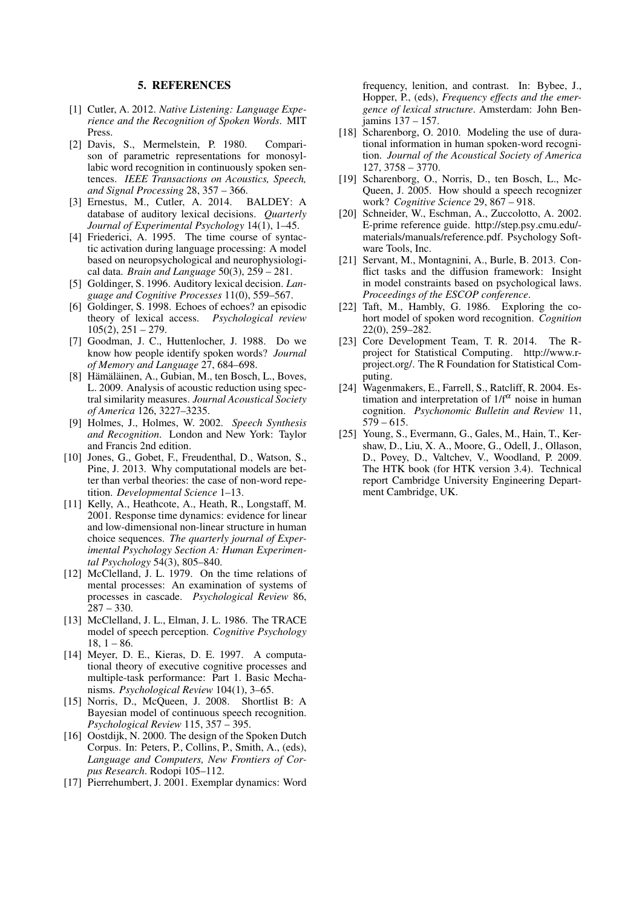## 5. REFERENCES

[1] Cutler, A. 2012. *Native Listening: Language Experience and the Recognition of Spoken Words*. MIT Press.

[2] Davis, S., Mermelstein, P. 1980. Comparison of parametric representations for monosyllabic word recognition in continuously spoken sentences. *IEEE Transactions on Acoustics, Speech, and Signal Processing* 28, 357 – 366.

[3] Ernestus, M., Cutler, A. 2014. BALDEY: A database of auditory lexical decisions. *Quarterly Journal of Experimental Psychology* 14(1), 1–45.

[4] Friederici, A. 1995. The time course of syntactic activation during language processing: A model based on neuropsychological and neurophysiological data. *Brain and Language* 50(3), 259 – 281.

[5] Goldinger, S. 1996. Auditory lexical decision. *Language and Cognitive Processes* 11(0), 559–567.

[6] Goldinger, S. 1998. Echoes of echoes? an episodic theory of lexical access. *Psychological review* 105(2), 251 – 279.

[7] Goodman, J. C., Huttenlocher, J. 1988. Do we know how people identify spoken words? *Journal of Memory and Language* 27, 684–698.

[8] Hämäläinen, A., Gubian, M., ten Bosch, L., Boves, L. 2009. Analysis of acoustic reduction using spectral similarity measures. *Journal Acoustical Society of America* 126, 3227–3235.

[9] Holmes, J., Holmes, W. 2002. *Speech Synthesis and Recognition*. London and New York: Taylor and Francis 2nd edition.

[10] Jones, G., Gobet, F., Freudenthal, D., Watson, S., Pine, J. 2013. Why computational models are better than verbal theories: the case of non-word repetition. *Developmental Science* 1–13.

[11] Kelly, A., Heathcote, A., Heath, R., Longstaff, M. 2001. Response time dynamics: evidence for linear and low-dimensional non-linear structure in human choice sequences. *The quarterly journal of Experimental Psychology Section A: Human Experimental Psychology* 54(3), 805–840.

[12] McClelland, J. L. 1979. On the time relations of mental processes: An examination of systems of processes in cascade. *Psychological Review* 86, 287 – 330.

[13] McClelland, J. L., Elman, J. L. 1986. The TRACE model of speech perception. *Cognitive Psychology* 18, 1 – 86.

[14] Meyer, D. E., Kieras, D. E. 1997. A computational theory of executive cognitive processes and multiple-task performance: Part 1. Basic Mechanisms. *Psychological Review* 104(1), 3–65.

[15] Norris, D., McQueen, J. 2008. Shortlist B: A Bayesian model of continuous speech recognition. *Psychological Review* 115, 357 – 395.

[16] Oostdijk, N. 2000. The design of the Spoken Dutch Corpus. In: Peters, P., Collins, P., Smith, A., (eds), *Language and Computers, New Frontiers of Corpus Research*. Rodopi 105–112.

[17] Pierrehumbert, J. 2001. Exemplar dynamics: Word frequency, lenition, and contrast. In: Bybee, J., Hopper, P., (eds), *Frequency effects and the emergence of lexical structure*. Amsterdam: John Benjamins 137 – 157.

[18] Scharenborg, O. 2010. Modeling the use of durational information in human spoken-word recognition. *Journal of the Acoustical Society of America* 127, 3758 – 3770.

[19] Scharenborg, O., Norris, D., ten Bosch, L., McQueen, J. 2005. How should a speech recognizer work? *Cognitive Science* 29, 867 – 918.

[20] Schneider, W., Eschman, A., Zuccolotto, A. 2002. E-prime reference guide. http://step.psy.cmu.edu/materials/manuals/reference.pdf. Psychology Software Tools, Inc.

[21] Servant, M., Montagnini, A., Burle, B. 2013. Conflict tasks and the diffusion framework: Insight in model constraints based on psychological laws. *Proceedings of the ESCOP conference*.

[22] Taft, M., Hambly, G. 1986. Exploring the cohort model of spoken word recognition. *Cognition* 22(0), 259–282.

[23] Core Development Team, T. R. 2014. The R-project for Statistical Computing. http://www.r-project.org/. The R Foundation for Statistical Computing.

[24] Wagenmakers, E., Farrell, S., Ratcliff, R. 2004. Estimation and interpretation of $1/f^{\alpha}$ noise in human cognition. *Psychonomic Bulletin and Review* 11, 579 – 615.

[25] Young, S., Evermann, G., Gales, M., Hain, T., Kershaw, D., Liu, X. A., Moore, G., Odell, J., Ollason, D., Povey, D., Valtchev, V., Woodland, P. 2009. The HTK book (for HTK version 3.4). Technical report Cambridge University Engineering Department Cambridge, UK.